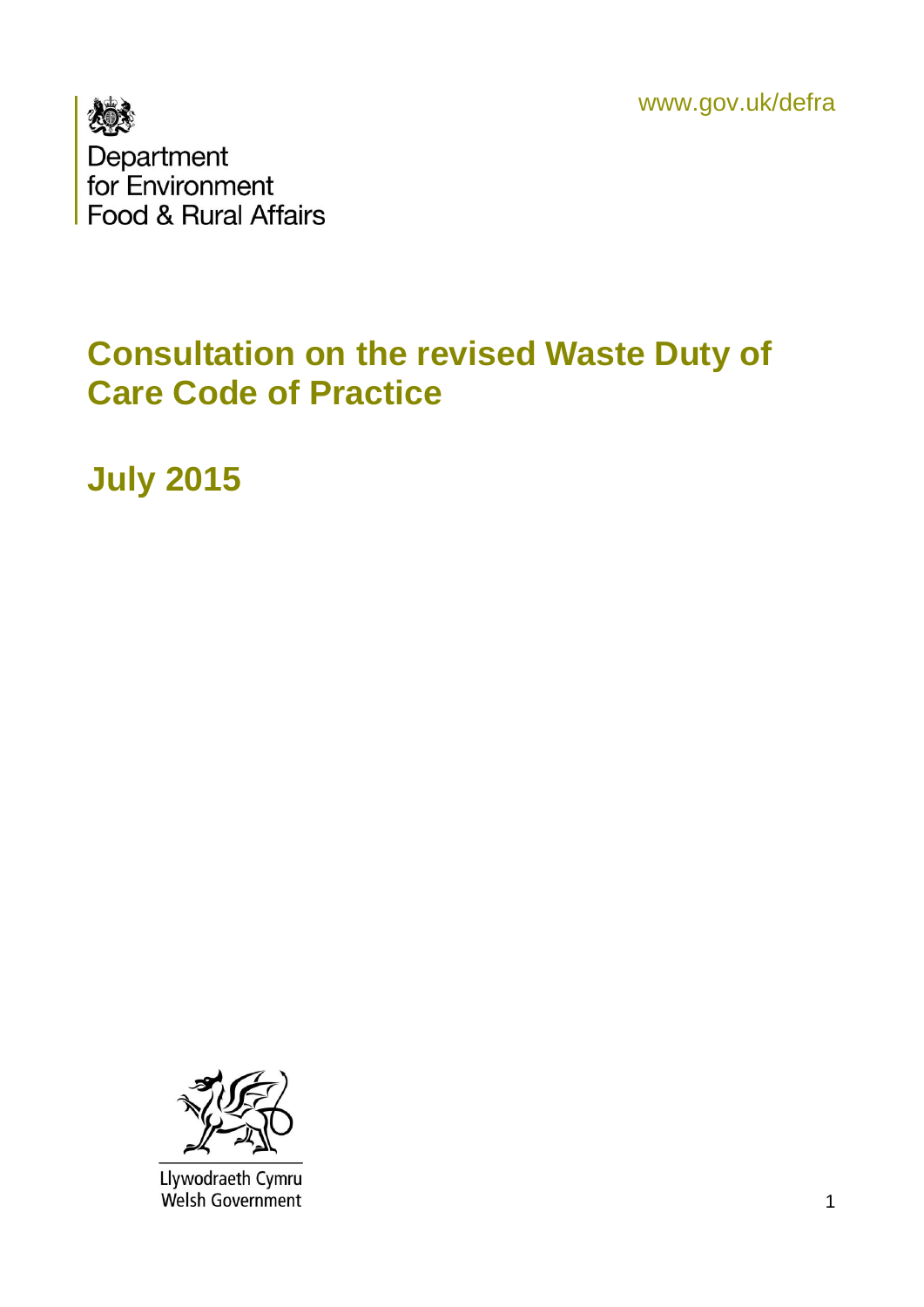www.gov.uk/defra

Department
for Environment
Food & Rural Affairs

# Consultation on the revised Waste Duty of Care Code of Practice

## July 2015

Llywodraeth Cymru
Welsh Government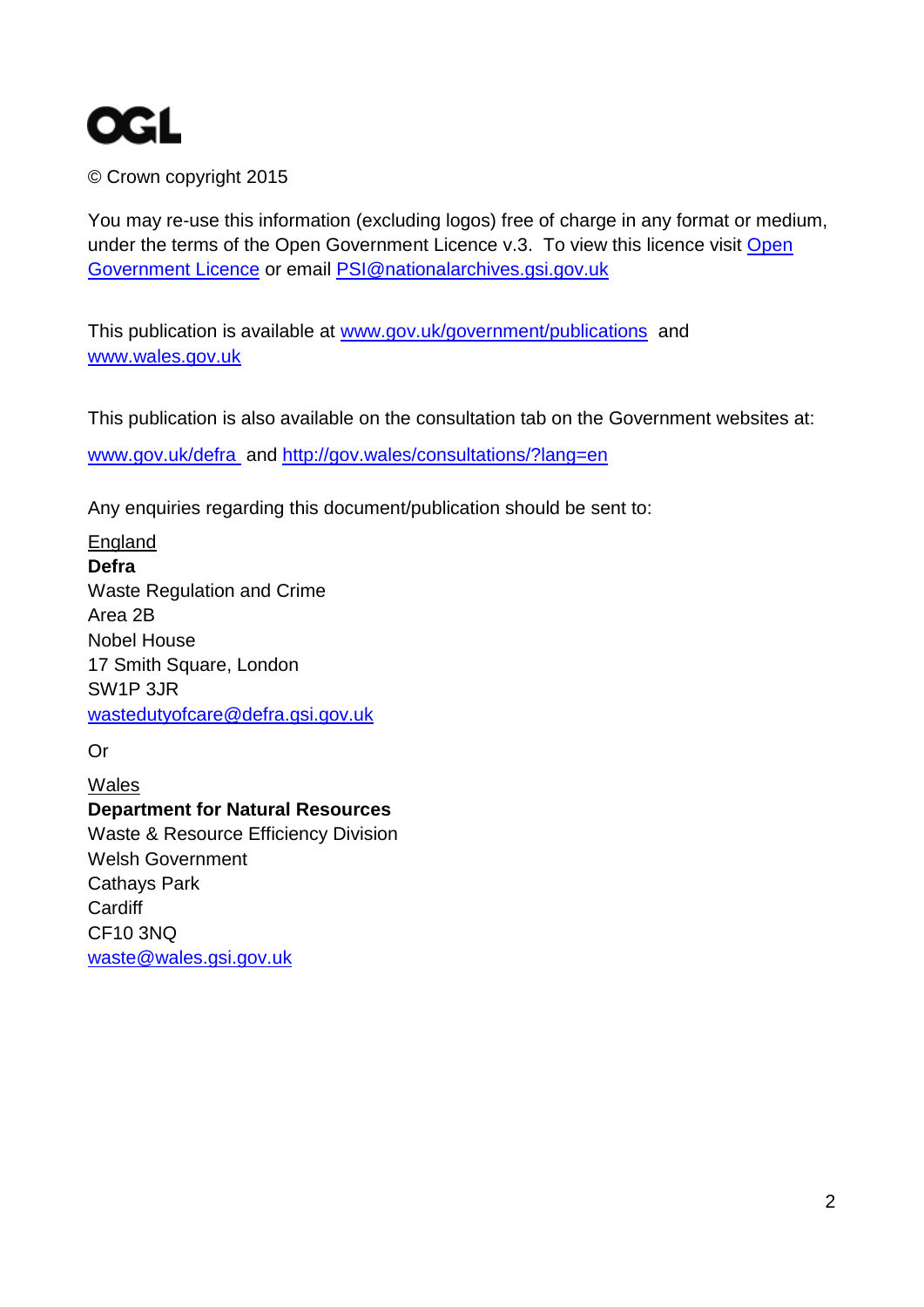OGL

© Crown copyright 2015

You may re-use this information (excluding logos) free of charge in any format or medium, under the terms of the Open Government Licence v.3. To view this licence visit Open Government Licence or email PSI@nationalarchives.gsi.gov.uk

This publication is available at www.gov.uk/government/publications and www.wales.gov.uk

This publication is also available on the consultation tab on the Government websites at:

www.gov.uk/defra and http://gov.wales/consultations/?lang=en

Any enquiries regarding this document/publication should be sent to:

England
**Defra**
Waste Regulation and Crime
Area 2B
Nobel House
17 Smith Square, London
SW1P 3JR
wastedutyofcare@defra.gsi.gov.uk

Or

Wales
**Department for Natural Resources**
Waste & Resource Efficiency Division
Welsh Government
Cathays Park
Cardiff
CF10 3NQ
waste@wales.gsi.gov.uk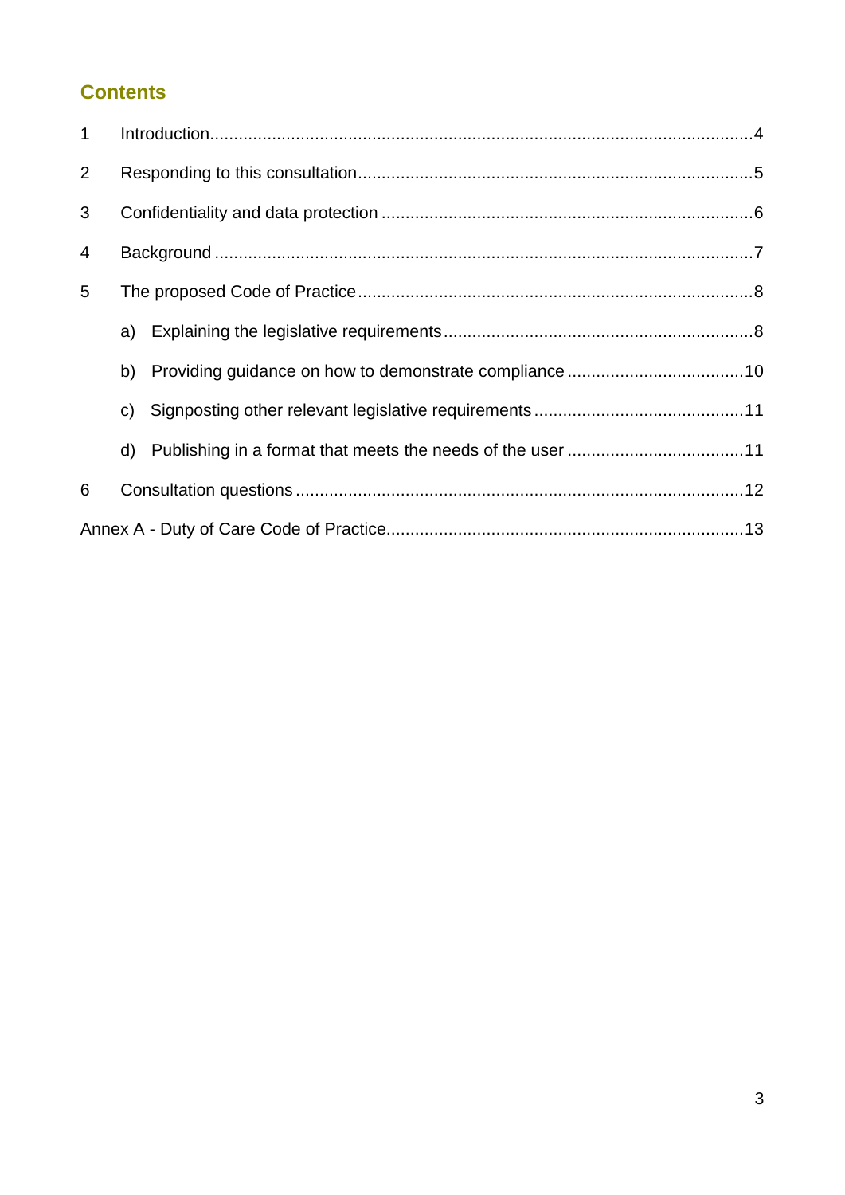## Contents

1 Introduction....4

2 Responding to this consultation....5

3 Confidentiality and data protection....6

4 Background....7

5 The proposed Code of Practice....8

- a) Explaining the legislative requirements....8
- b) Providing guidance on how to demonstrate compliance....10
- c) Signposting other relevant legislative requirements....11
- d) Publishing in a format that meets the needs of the user....11

6 Consultation questions....12

Annex A - Duty of Care Code of Practice....13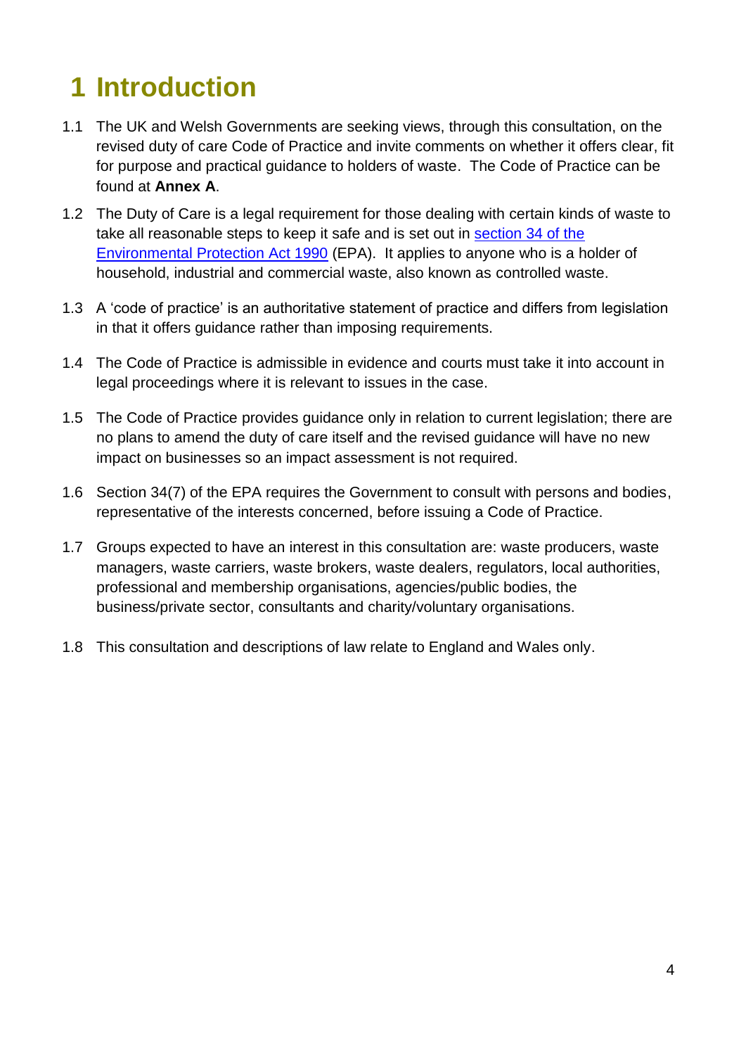# 1 Introduction

1.1 The UK and Welsh Governments are seeking views, through this consultation, on the revised duty of care Code of Practice and invite comments on whether it offers clear, fit for purpose and practical guidance to holders of waste. The Code of Practice can be found at **Annex A**.

1.2 The Duty of Care is a legal requirement for those dealing with certain kinds of waste to take all reasonable steps to keep it safe and is set out in section 34 of the Environmental Protection Act 1990 (EPA). It applies to anyone who is a holder of household, industrial and commercial waste, also known as controlled waste.

1.3 A 'code of practice' is an authoritative statement of practice and differs from legislation in that it offers guidance rather than imposing requirements.

1.4 The Code of Practice is admissible in evidence and courts must take it into account in legal proceedings where it is relevant to issues in the case.

1.5 The Code of Practice provides guidance only in relation to current legislation; there are no plans to amend the duty of care itself and the revised guidance will have no new impact on businesses so an impact assessment is not required.

1.6 Section 34(7) of the EPA requires the Government to consult with persons and bodies, representative of the interests concerned, before issuing a Code of Practice.

1.7 Groups expected to have an interest in this consultation are: waste producers, waste managers, waste carriers, waste brokers, waste dealers, regulators, local authorities, professional and membership organisations, agencies/public bodies, the business/private sector, consultants and charity/voluntary organisations.

1.8 This consultation and descriptions of law relate to England and Wales only.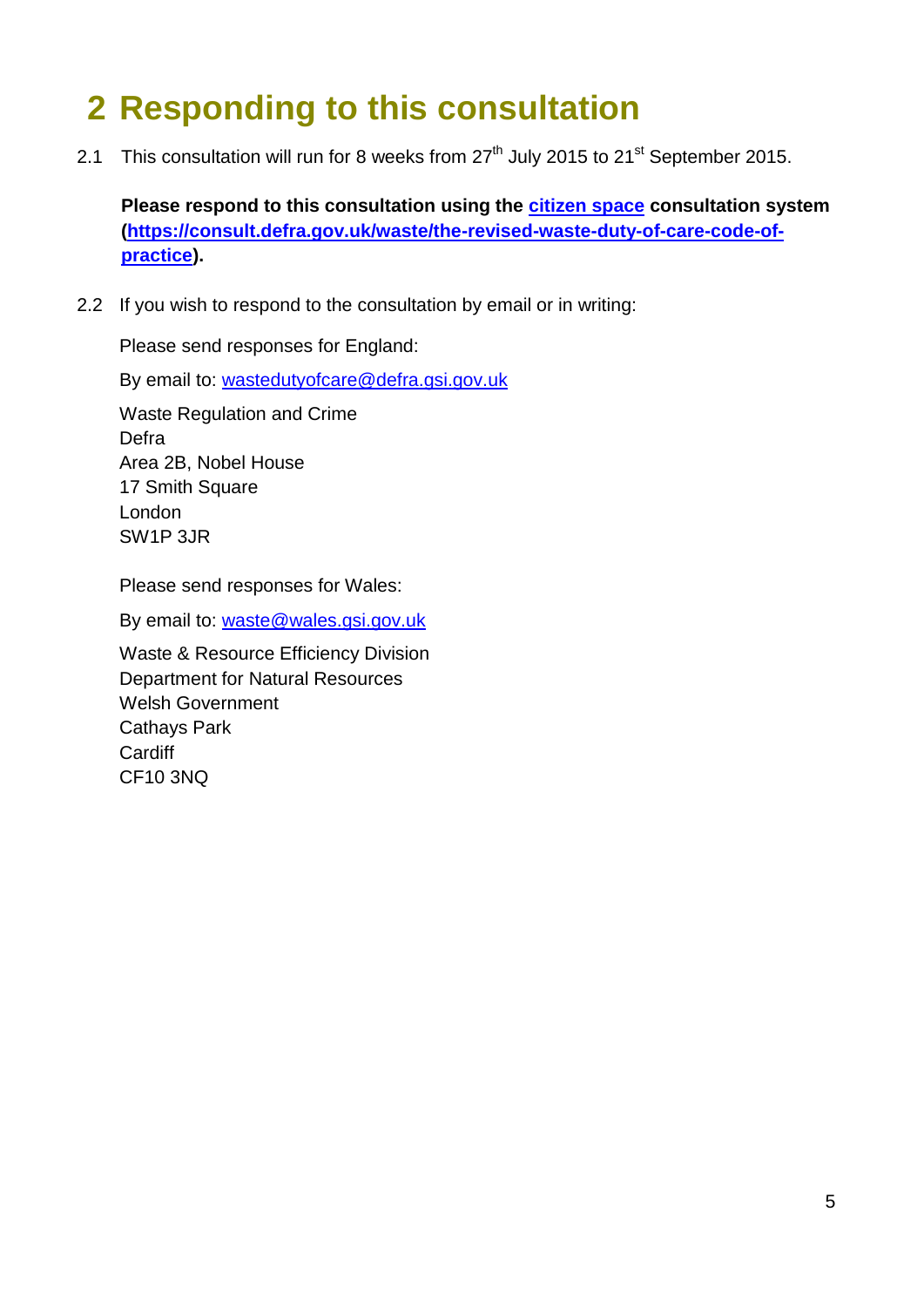# 2 Responding to this consultation

2.1 This consultation will run for 8 weeks from 27th July 2015 to 21st September 2015.

**Please respond to this consultation using the citizen space consultation system (https://consult.defra.gov.uk/waste/the-revised-waste-duty-of-care-code-of-practice).**

2.2 If you wish to respond to the consultation by email or in writing:

Please send responses for England:

By email to: wastedutyofcare@defra.gsi.gov.uk

Waste Regulation and Crime
Defra
Area 2B, Nobel House
17 Smith Square
London
SW1P 3JR

Please send responses for Wales:

By email to: waste@wales.gsi.gov.uk

Waste & Resource Efficiency Division
Department for Natural Resources
Welsh Government
Cathays Park
Cardiff
CF10 3NQ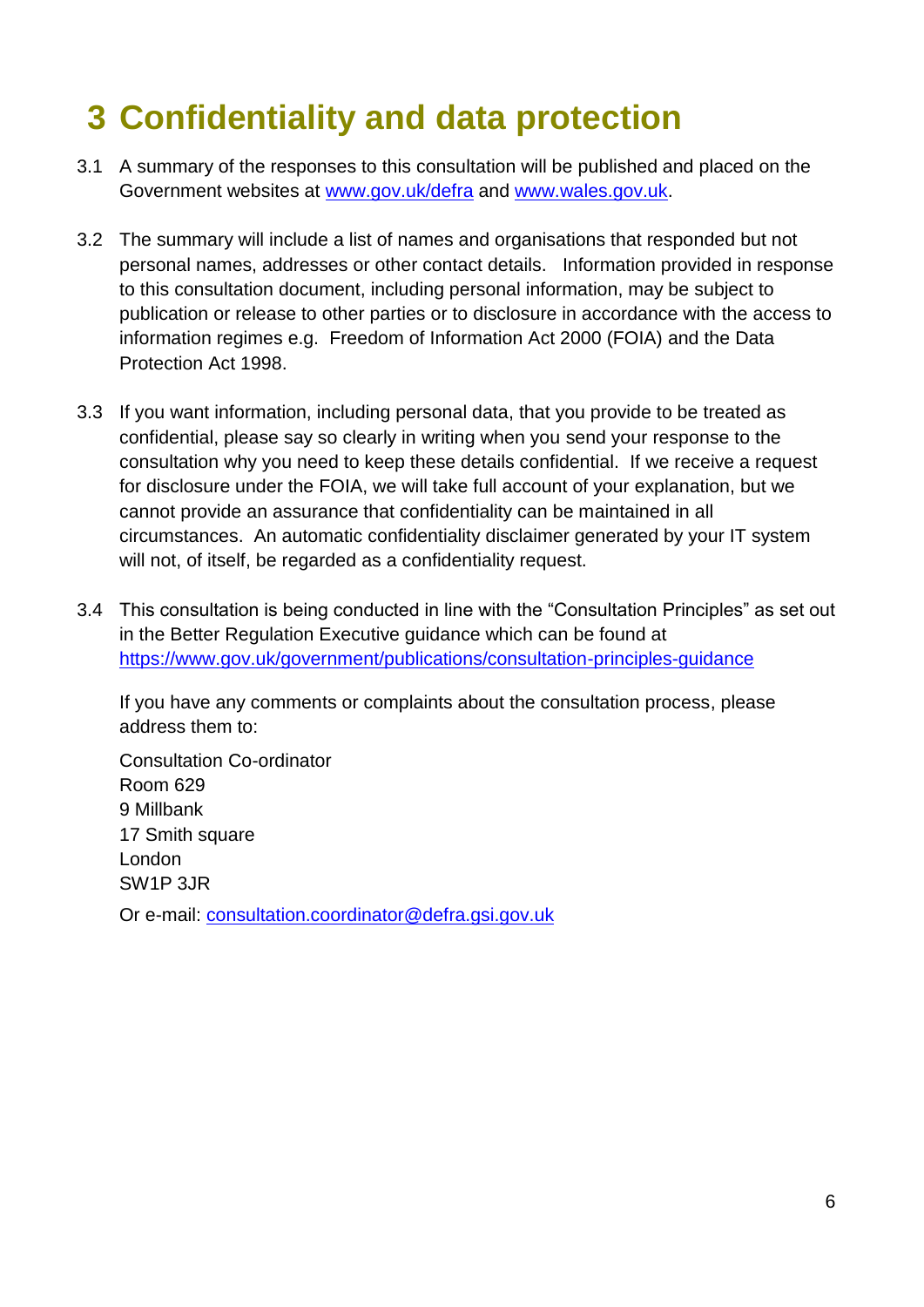# 3 Confidentiality and data protection

3.1 A summary of the responses to this consultation will be published and placed on the Government websites at www.gov.uk/defra and www.wales.gov.uk.

3.2 The summary will include a list of names and organisations that responded but not personal names, addresses or other contact details. Information provided in response to this consultation document, including personal information, may be subject to publication or release to other parties or to disclosure in accordance with the access to information regimes e.g. Freedom of Information Act 2000 (FOIA) and the Data Protection Act 1998.

3.3 If you want information, including personal data, that you provide to be treated as confidential, please say so clearly in writing when you send your response to the consultation why you need to keep these details confidential. If we receive a request for disclosure under the FOIA, we will take full account of your explanation, but we cannot provide an assurance that confidentiality can be maintained in all circumstances. An automatic confidentiality disclaimer generated by your IT system will not, of itself, be regarded as a confidentiality request.

3.4 This consultation is being conducted in line with the "Consultation Principles" as set out in the Better Regulation Executive guidance which can be found at https://www.gov.uk/government/publications/consultation-principles-guidance

If you have any comments or complaints about the consultation process, please address them to:

Consultation Co-ordinator
Room 629
9 Millbank
17 Smith square
London
SW1P 3JR

Or e-mail: consultation.coordinator@defra.gsi.gov.uk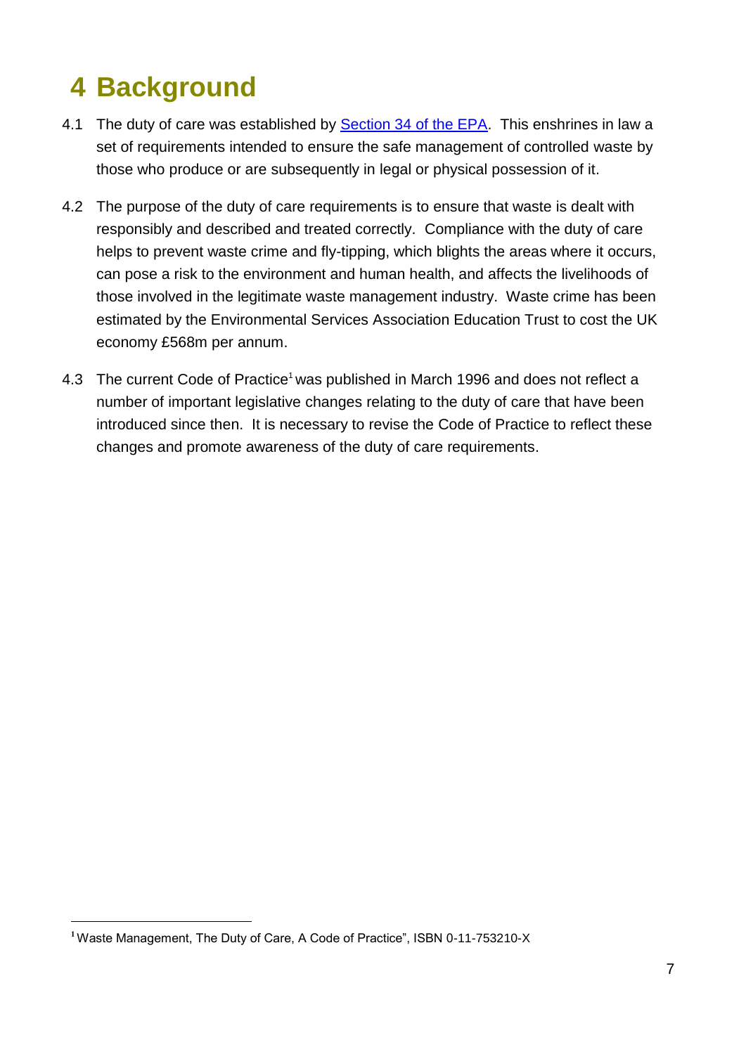# 4 Background

4.1 The duty of care was established by Section 34 of the EPA. This enshrines in law a set of requirements intended to ensure the safe management of controlled waste by those who produce or are subsequently in legal or physical possession of it.

4.2 The purpose of the duty of care requirements is to ensure that waste is dealt with responsibly and described and treated correctly. Compliance with the duty of care helps to prevent waste crime and fly-tipping, which blights the areas where it occurs, can pose a risk to the environment and human health, and affects the livelihoods of those involved in the legitimate waste management industry. Waste crime has been estimated by the Environmental Services Association Education Trust to cost the UK economy £568m per annum.

4.3 The current Code of Practice[1] was published in March 1996 and does not reflect a number of important legislative changes relating to the duty of care that have been introduced since then. It is necessary to revise the Code of Practice to reflect these changes and promote awareness of the duty of care requirements.

---

[1] Waste Management, The Duty of Care, A Code of Practice", ISBN 0-11-753210-X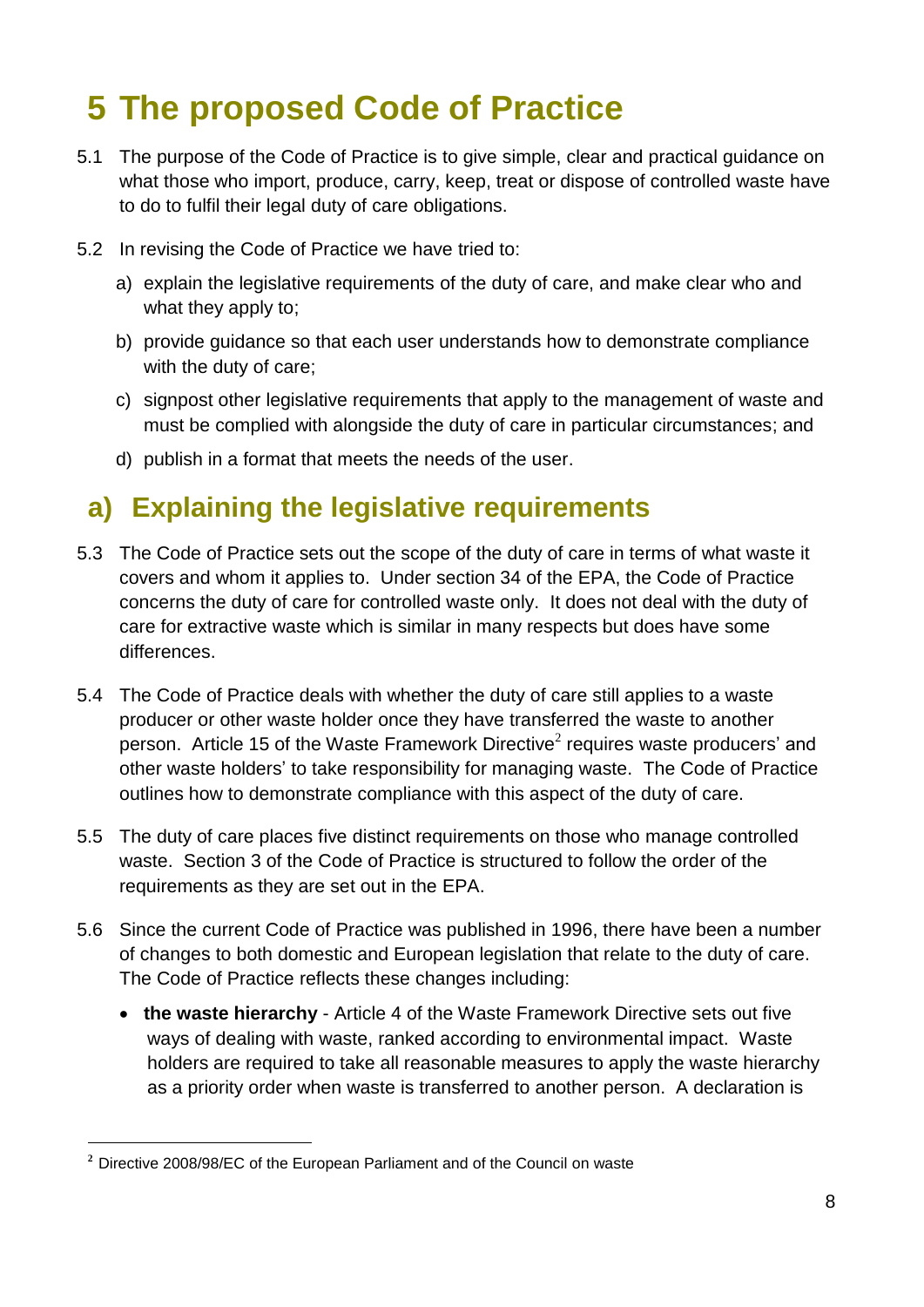# 5 The proposed Code of Practice

5.1 The purpose of the Code of Practice is to give simple, clear and practical guidance on what those who import, produce, carry, keep, treat or dispose of controlled waste have to do to fulfil their legal duty of care obligations.

5.2 In revising the Code of Practice we have tried to:

a) explain the legislative requirements of the duty of care, and make clear who and what they apply to;

b) provide guidance so that each user understands how to demonstrate compliance with the duty of care;

c) signpost other legislative requirements that apply to the management of waste and must be complied with alongside the duty of care in particular circumstances; and

d) publish in a format that meets the needs of the user.

## a) Explaining the legislative requirements

5.3 The Code of Practice sets out the scope of the duty of care in terms of what waste it covers and whom it applies to. Under section 34 of the EPA, the Code of Practice concerns the duty of care for controlled waste only. It does not deal with the duty of care for extractive waste which is similar in many respects but does have some differences.

5.4 The Code of Practice deals with whether the duty of care still applies to a waste producer or other waste holder once they have transferred the waste to another person. Article 15 of the Waste Framework Directive[2] requires waste producers' and other waste holders' to take responsibility for managing waste. The Code of Practice outlines how to demonstrate compliance with this aspect of the duty of care.

5.5 The duty of care places five distinct requirements on those who manage controlled waste. Section 3 of the Code of Practice is structured to follow the order of the requirements as they are set out in the EPA.

5.6 Since the current Code of Practice was published in 1996, there have been a number of changes to both domestic and European legislation that relate to the duty of care. The Code of Practice reflects these changes including:

- **the waste hierarchy** - Article 4 of the Waste Framework Directive sets out five ways of dealing with waste, ranked according to environmental impact. Waste holders are required to take all reasonable measures to apply the waste hierarchy as a priority order when waste is transferred to another person. A declaration is

[2] Directive 2008/98/EC of the European Parliament and of the Council on waste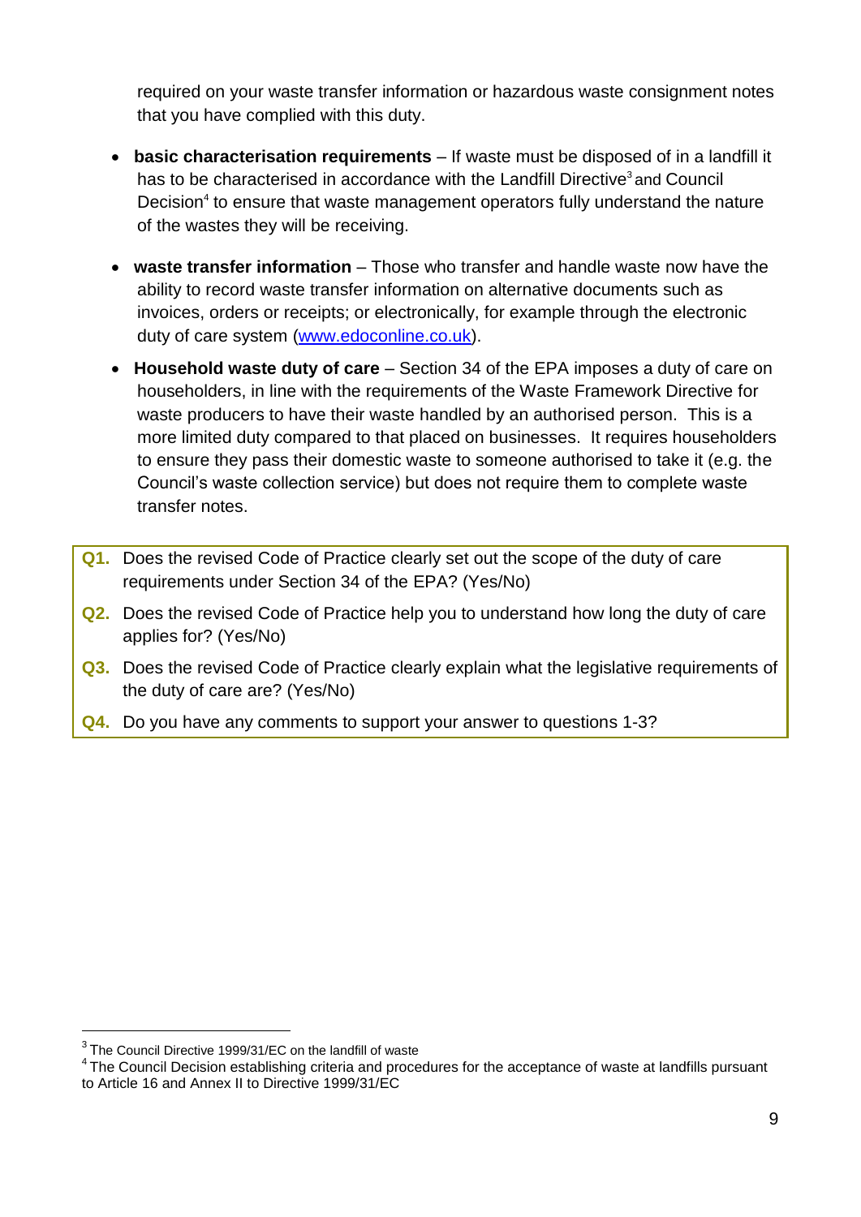required on your waste transfer information or hazardous waste consignment notes that you have complied with this duty.

- **basic characterisation requirements** – If waste must be disposed of in a landfill it has to be characterised in accordance with the Landfill Directive[3] and Council Decision[4] to ensure that waste management operators fully understand the nature of the wastes they will be receiving.

- **waste transfer information** – Those who transfer and handle waste now have the ability to record waste transfer information on alternative documents such as invoices, orders or receipts; or electronically, for example through the electronic duty of care system (www.edoconline.co.uk).

- **Household waste duty of care** – Section 34 of the EPA imposes a duty of care on householders, in line with the requirements of the Waste Framework Directive for waste producers to have their waste handled by an authorised person. This is a more limited duty compared to that placed on businesses. It requires householders to ensure they pass their domestic waste to someone authorised to take it (e.g. the Council's waste collection service) but does not require them to complete waste transfer notes.

**Q1.** Does the revised Code of Practice clearly set out the scope of the duty of care requirements under Section 34 of the EPA? (Yes/No)

**Q2.** Does the revised Code of Practice help you to understand how long the duty of care applies for? (Yes/No)

**Q3.** Does the revised Code of Practice clearly explain what the legislative requirements of the duty of care are? (Yes/No)

**Q4.** Do you have any comments to support your answer to questions 1-3?

---

[3] The Council Directive 1999/31/EC on the landfill of waste

[4] The Council Decision establishing criteria and procedures for the acceptance of waste at landfills pursuant to Article 16 and Annex II to Directive 1999/31/EC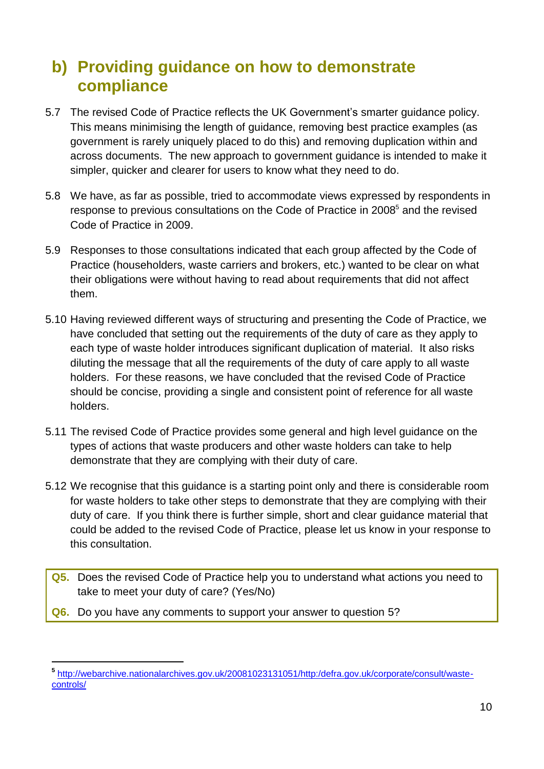## b) Providing guidance on how to demonstrate compliance

5.7 The revised Code of Practice reflects the UK Government's smarter guidance policy. This means minimising the length of guidance, removing best practice examples (as government is rarely uniquely placed to do this) and removing duplication within and across documents. The new approach to government guidance is intended to make it simpler, quicker and clearer for users to know what they need to do.

5.8 We have, as far as possible, tried to accommodate views expressed by respondents in response to previous consultations on the Code of Practice in 2008[5] and the revised Code of Practice in 2009.

5.9 Responses to those consultations indicated that each group affected by the Code of Practice (householders, waste carriers and brokers, etc.) wanted to be clear on what their obligations were without having to read about requirements that did not affect them.

5.10 Having reviewed different ways of structuring and presenting the Code of Practice, we have concluded that setting out the requirements of the duty of care as they apply to each type of waste holder introduces significant duplication of material. It also risks diluting the message that all the requirements of the duty of care apply to all waste holders. For these reasons, we have concluded that the revised Code of Practice should be concise, providing a single and consistent point of reference for all waste holders.

5.11 The revised Code of Practice provides some general and high level guidance on the types of actions that waste producers and other waste holders can take to help demonstrate that they are complying with their duty of care.

5.12 We recognise that this guidance is a starting point only and there is considerable room for waste holders to take other steps to demonstrate that they are complying with their duty of care. If you think there is further simple, short and clear guidance material that could be added to the revised Code of Practice, please let us know in your response to this consultation.

**Q5.** Does the revised Code of Practice help you to understand what actions you need to take to meet your duty of care? (Yes/No)

**Q6.** Do you have any comments to support your answer to question 5?

---

[5] http://webarchive.nationalarchives.gov.uk/20081023131051/http:/defra.gov.uk/corporate/consult/waste-controls/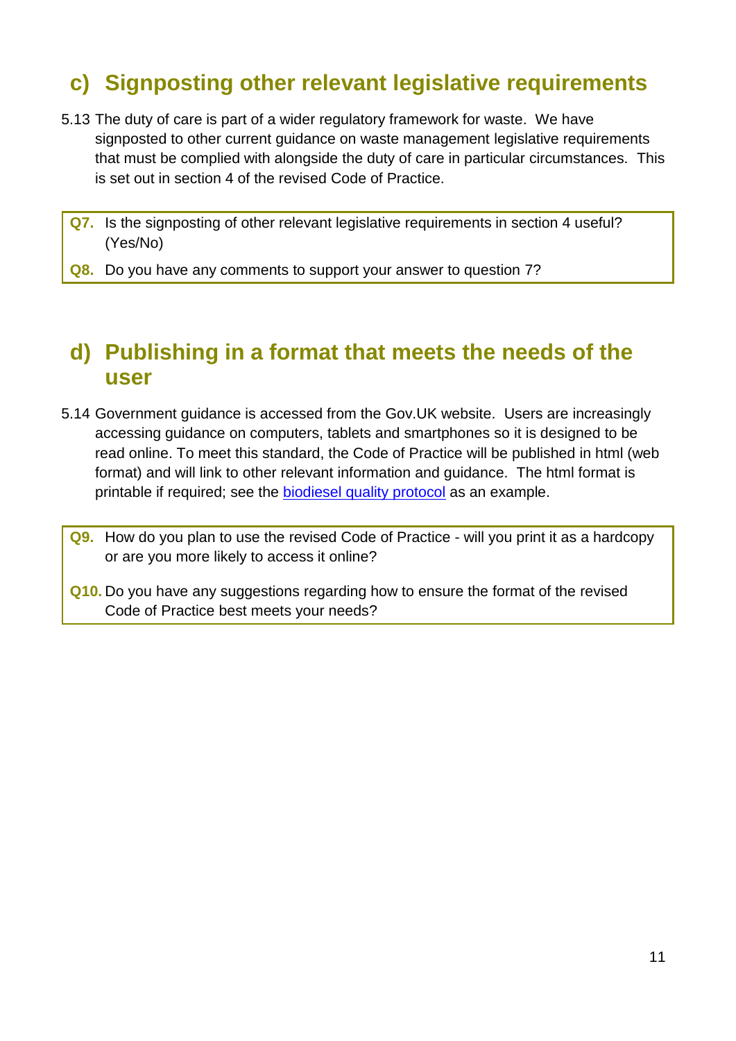## c) Signposting other relevant legislative requirements

5.13 The duty of care is part of a wider regulatory framework for waste. We have signposted to other current guidance on waste management legislative requirements that must be complied with alongside the duty of care in particular circumstances. This is set out in section 4 of the revised Code of Practice.

**Q7.** Is the signposting of other relevant legislative requirements in section 4 useful? (Yes/No)

**Q8.** Do you have any comments to support your answer to question 7?

## d) Publishing in a format that meets the needs of the user

5.14 Government guidance is accessed from the Gov.UK website. Users are increasingly accessing guidance on computers, tablets and smartphones so it is designed to be read online. To meet this standard, the Code of Practice will be published in html (web format) and will link to other relevant information and guidance. The html format is printable if required; see the biodiesel quality protocol as an example.

**Q9.** How do you plan to use the revised Code of Practice - will you print it as a hardcopy or are you more likely to access it online?

**Q10.** Do you have any suggestions regarding how to ensure the format of the revised Code of Practice best meets your needs?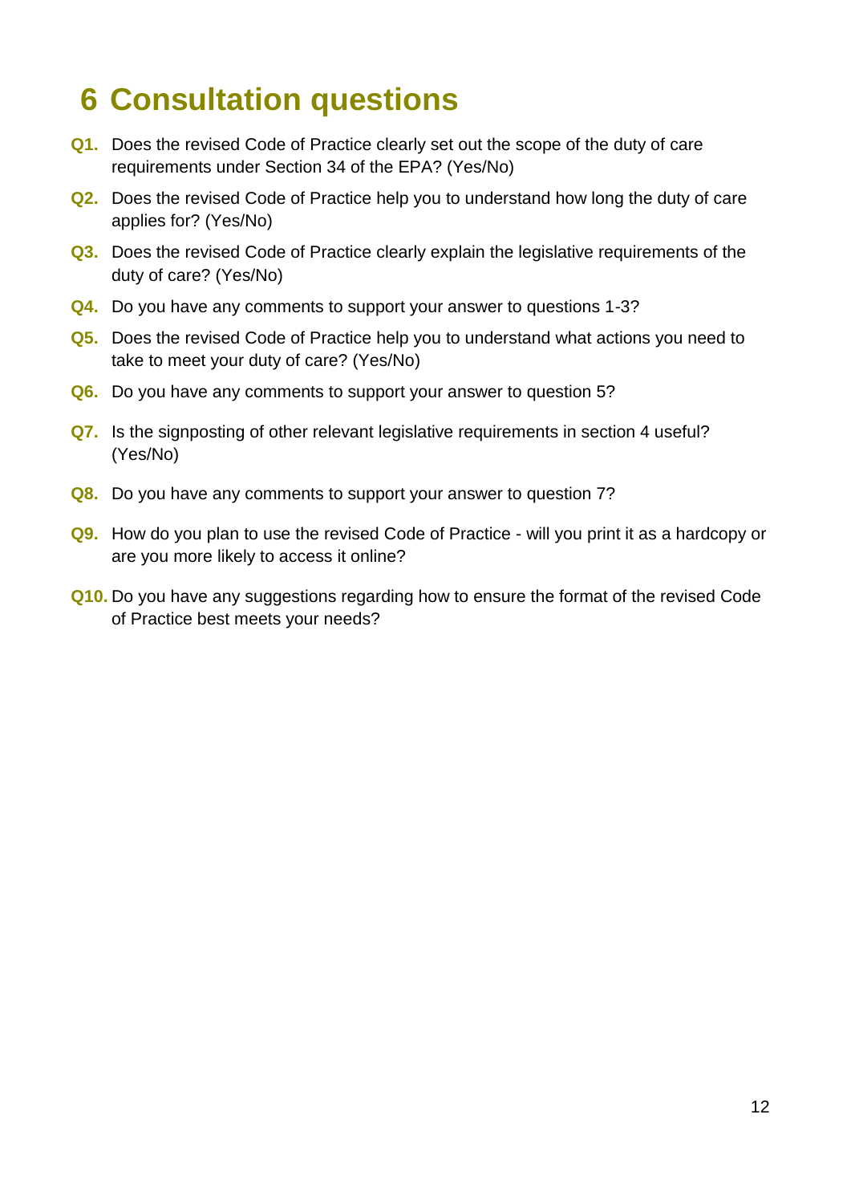# 6 Consultation questions

**Q1.** Does the revised Code of Practice clearly set out the scope of the duty of care requirements under Section 34 of the EPA? (Yes/No)

**Q2.** Does the revised Code of Practice help you to understand how long the duty of care applies for? (Yes/No)

**Q3.** Does the revised Code of Practice clearly explain the legislative requirements of the duty of care? (Yes/No)

**Q4.** Do you have any comments to support your answer to questions 1-3?

**Q5.** Does the revised Code of Practice help you to understand what actions you need to take to meet your duty of care? (Yes/No)

**Q6.** Do you have any comments to support your answer to question 5?

**Q7.** Is the signposting of other relevant legislative requirements in section 4 useful? (Yes/No)

**Q8.** Do you have any comments to support your answer to question 7?

**Q9.** How do you plan to use the revised Code of Practice - will you print it as a hardcopy or are you more likely to access it online?

**Q10.** Do you have any suggestions regarding how to ensure the format of the revised Code of Practice best meets your needs?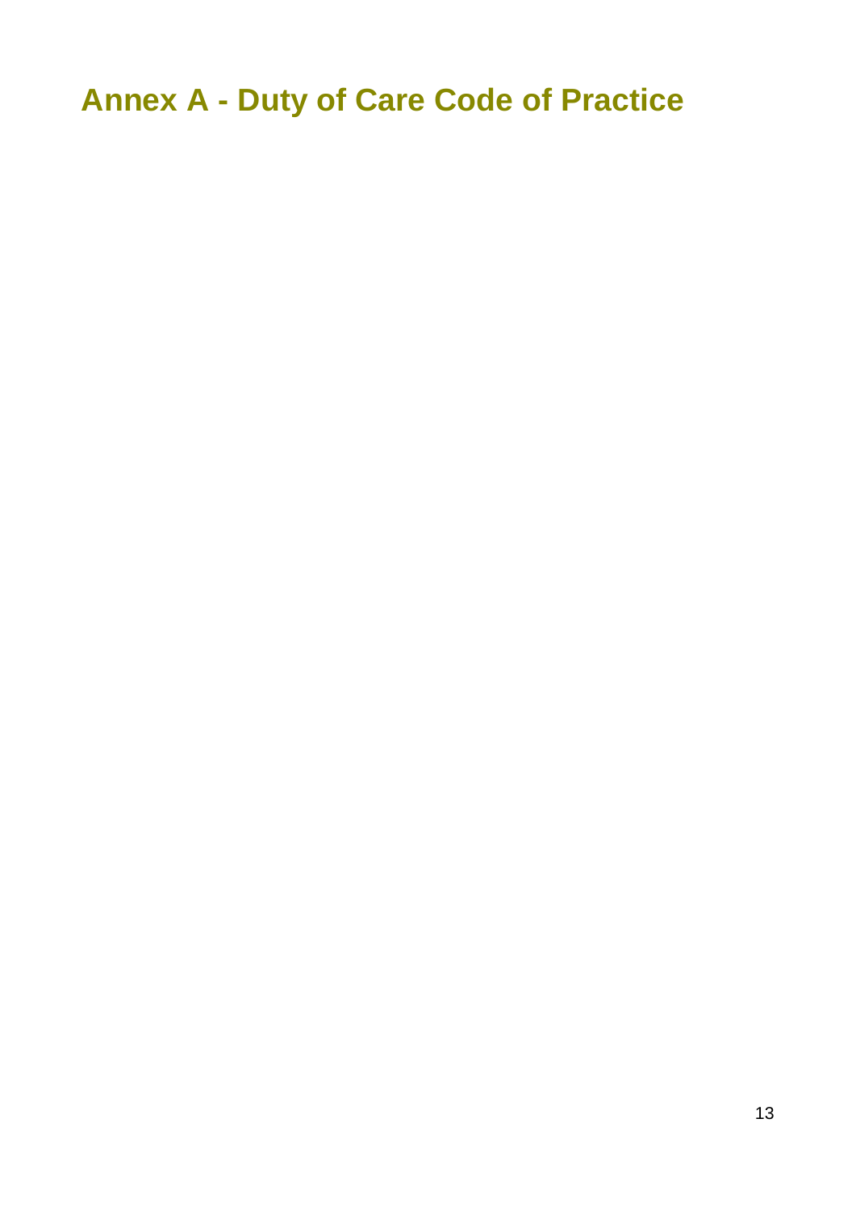# Annex A - Duty of Care Code of Practice